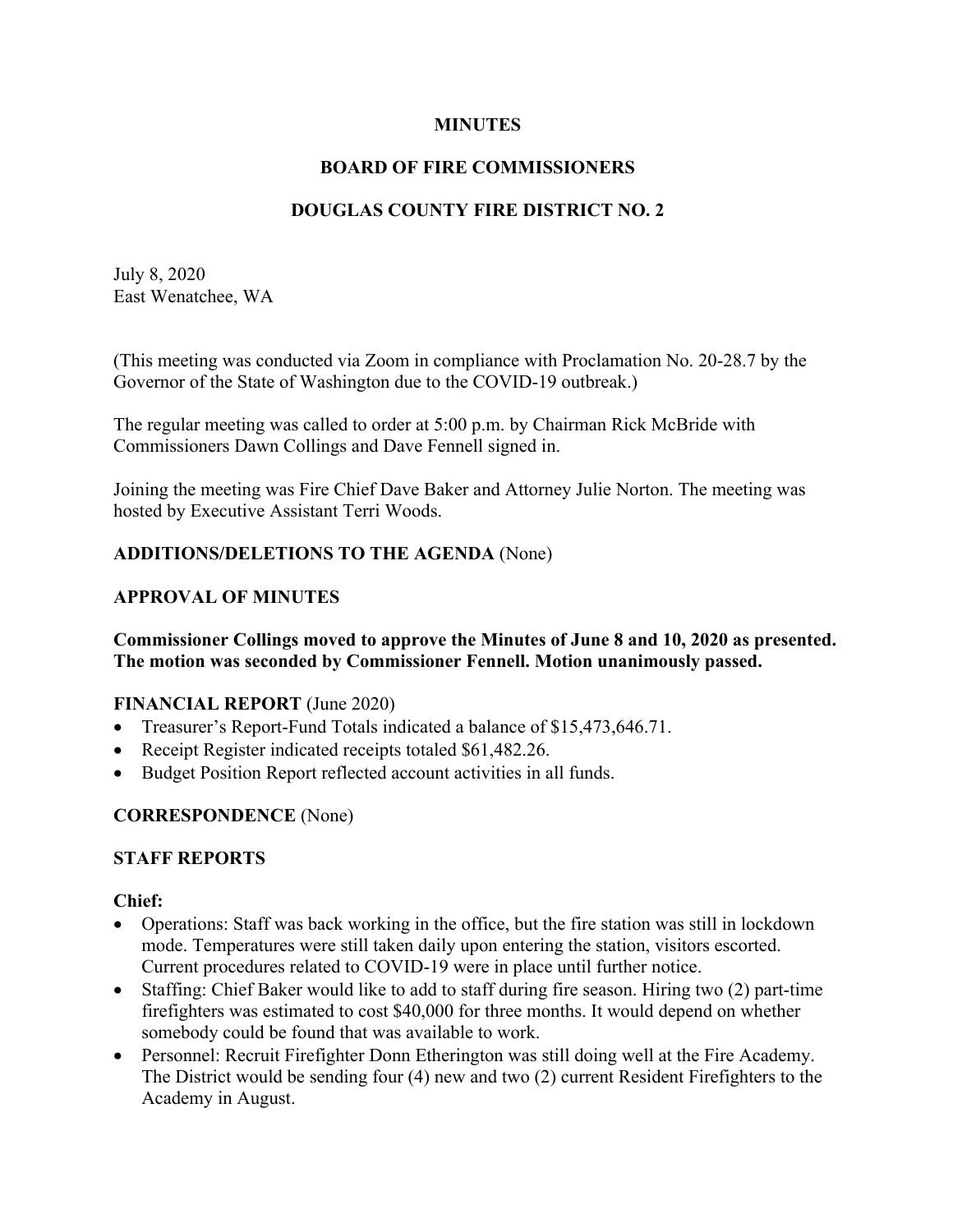**MINUTES**

**BOARD OF FIRE COMMISSIONERS**

**DOUGLAS COUNTY FIRE DISTRICT NO. 2**

July 8, 2020
East Wenatchee, WA

(This meeting was conducted via Zoom in compliance with Proclamation No. 20-28.7 by the Governor of the State of Washington due to the COVID-19 outbreak.)

The regular meeting was called to order at 5:00 p.m. by Chairman Rick McBride with Commissioners Dawn Collings and Dave Fennell signed in.

Joining the meeting was Fire Chief Dave Baker and Attorney Julie Norton. The meeting was hosted by Executive Assistant Terri Woods.

**ADDITIONS/DELETIONS TO THE AGENDA** (None)

**APPROVAL OF MINUTES**

**Commissioner Collings moved to approve the Minutes of June 8 and 10, 2020 as presented. The motion was seconded by Commissioner Fennell. Motion unanimously passed.**

**FINANCIAL REPORT** (June 2020)

- Treasurer's Report-Fund Totals indicated a balance of $15,473,646.71.
- Receipt Register indicated receipts totaled $61,482.26.
- Budget Position Report reflected account activities in all funds.

**CORRESPONDENCE** (None)

**STAFF REPORTS**

**Chief:**

- Operations: Staff was back working in the office, but the fire station was still in lockdown mode. Temperatures were still taken daily upon entering the station, visitors escorted. Current procedures related to COVID-19 were in place until further notice.
- Staffing: Chief Baker would like to add to staff during fire season. Hiring two (2) part-time firefighters was estimated to cost $40,000 for three months. It would depend on whether somebody could be found that was available to work.
- Personnel: Recruit Firefighter Donn Etherington was still doing well at the Fire Academy. The District would be sending four (4) new and two (2) current Resident Firefighters to the Academy in August.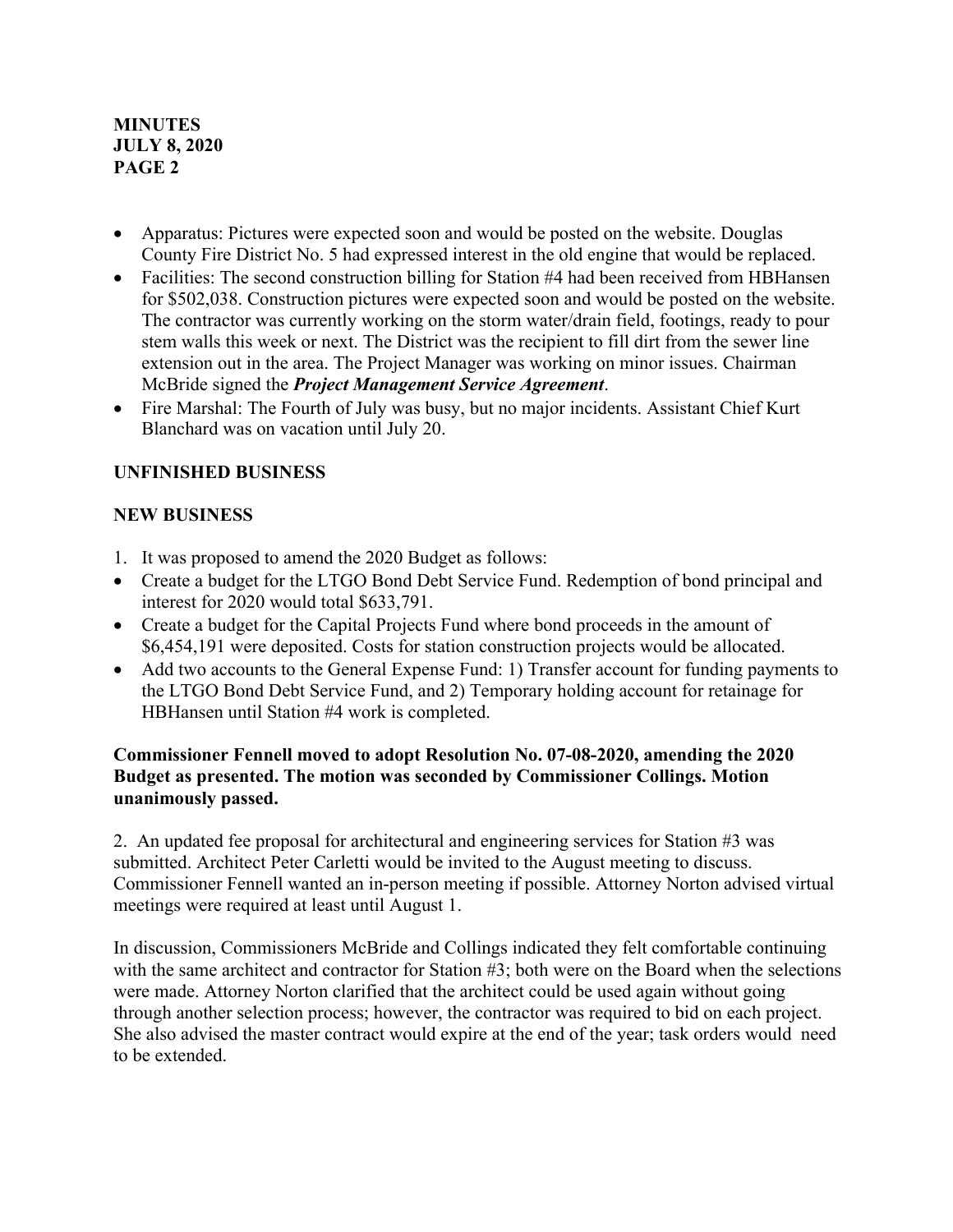- Apparatus: Pictures were expected soon and would be posted on the website. Douglas County Fire District No. 5 had expressed interest in the old engine that would be replaced.
- Facilities: The second construction billing for Station #4 had been received from HBHansen for $502,038. Construction pictures were expected soon and would be posted on the website. The contractor was currently working on the storm water/drain field, footings, ready to pour stem walls this week or next. The District was the recipient to fill dirt from the sewer line extension out in the area. The Project Manager was working on minor issues. Chairman McBride signed the ***Project Management Service Agreement***.
- Fire Marshal: The Fourth of July was busy, but no major incidents. Assistant Chief Kurt Blanchard was on vacation until July 20.

## UNFINISHED BUSINESS

## NEW BUSINESS

1. It was proposed to amend the 2020 Budget as follows:

- Create a budget for the LTGO Bond Debt Service Fund. Redemption of bond principal and interest for 2020 would total $633,791.
- Create a budget for the Capital Projects Fund where bond proceeds in the amount of $6,454,191 were deposited. Costs for station construction projects would be allocated.
- Add two accounts to the General Expense Fund: 1) Transfer account for funding payments to the LTGO Bond Debt Service Fund, and 2) Temporary holding account for retainage for HBHansen until Station #4 work is completed.

**Commissioner Fennell moved to adopt Resolution No. 07-08-2020, amending the 2020 Budget as presented. The motion was seconded by Commissioner Collings. Motion unanimously passed.**

2. An updated fee proposal for architectural and engineering services for Station #3 was submitted. Architect Peter Carletti would be invited to the August meeting to discuss. Commissioner Fennell wanted an in-person meeting if possible. Attorney Norton advised virtual meetings were required at least until August 1.

In discussion, Commissioners McBride and Collings indicated they felt comfortable continuing with the same architect and contractor for Station #3; both were on the Board when the selections were made. Attorney Norton clarified that the architect could be used again without going through another selection process; however, the contractor was required to bid on each project. She also advised the master contract would expire at the end of the year; task orders would need to be extended.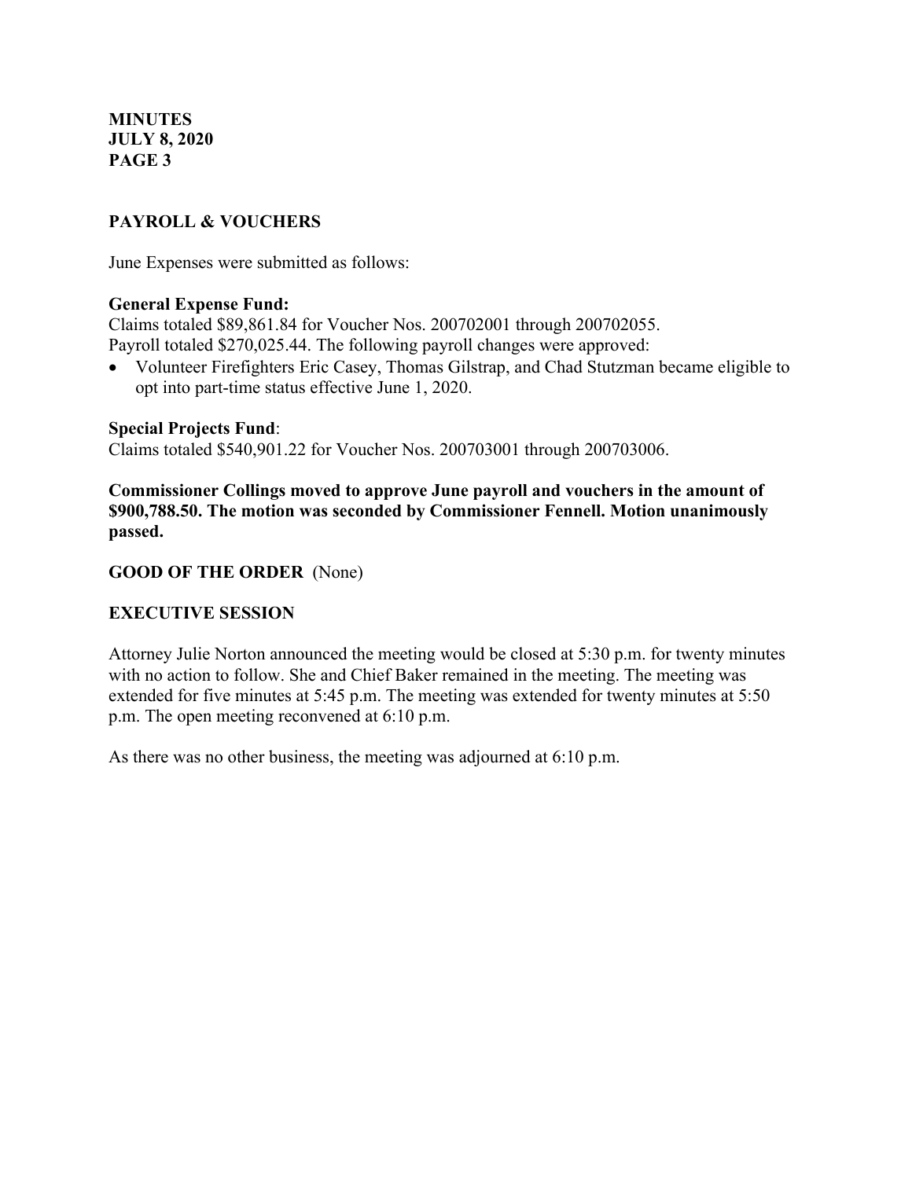## PAYROLL & VOUCHERS

June Expenses were submitted as follows:

**General Expense Fund:**
Claims totaled $89,861.84 for Voucher Nos. 200702001 through 200702055.
Payroll totaled $270,025.44. The following payroll changes were approved:

- Volunteer Firefighters Eric Casey, Thomas Gilstrap, and Chad Stutzman became eligible to opt into part-time status effective June 1, 2020.

**Special Projects Fund**:
Claims totaled $540,901.22 for Voucher Nos. 200703001 through 200703006.

**Commissioner Collings moved to approve June payroll and vouchers in the amount of $900,788.50. The motion was seconded by Commissioner Fennell. Motion unanimously passed.**

## GOOD OF THE ORDER (None)

## EXECUTIVE SESSION

Attorney Julie Norton announced the meeting would be closed at 5:30 p.m. for twenty minutes with no action to follow. She and Chief Baker remained in the meeting. The meeting was extended for five minutes at 5:45 p.m. The meeting was extended for twenty minutes at 5:50 p.m. The open meeting reconvened at 6:10 p.m.

As there was no other business, the meeting was adjourned at 6:10 p.m.